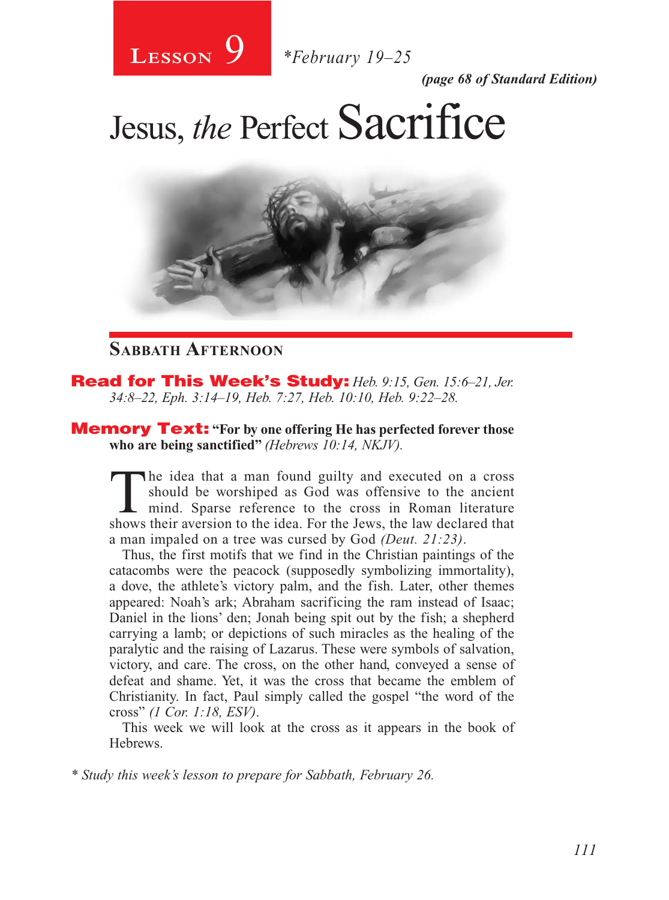# Lesson 9 *February 19–25

*(page 68 of Standard Edition)*

# Jesus, *the* Perfect Sacrifice

## Sabbath Afternoon

**Read for This Week's Study:** *Heb. 9:15, Gen. 15:6–21, Jer. 34:8–22, Eph. 3:14–19, Heb. 7:27, Heb. 10:10, Heb. 9:22–28.*

**Memory Text:** **"For by one offering He has perfected forever those who are being sanctified"** *(Hebrews 10:14, NKJV).*

The idea that a man found guilty and executed on a cross should be worshiped as God was offensive to the ancient mind. Sparse reference to the cross in Roman literature shows their aversion to the idea. For the Jews, the law declared that a man impaled on a tree was cursed by God *(Deut. 21:23)*.

Thus, the first motifs that we find in the Christian paintings of the catacombs were the peacock (supposedly symbolizing immortality), a dove, the athlete's victory palm, and the fish. Later, other themes appeared: Noah's ark; Abraham sacrificing the ram instead of Isaac; Daniel in the lions' den; Jonah being spit out by the fish; a shepherd carrying a lamb; or depictions of such miracles as the healing of the paralytic and the raising of Lazarus. These were symbols of salvation, victory, and care. The cross, on the other hand, conveyed a sense of defeat and shame. Yet, it was the cross that became the emblem of Christianity. In fact, Paul simply called the gospel "the word of the cross" *(1 Cor. 1:18, ESV)*.

This week we will look at the cross as it appears in the book of Hebrews.

*\* Study this week's lesson to prepare for Sabbath, February 26.*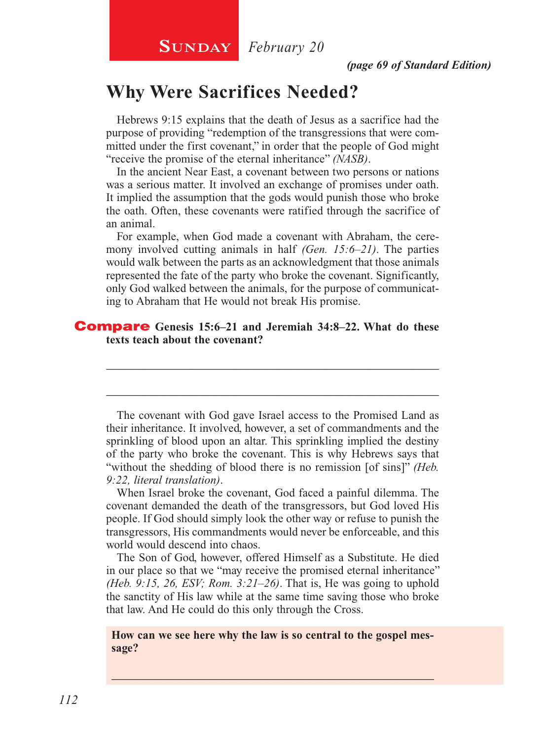**Sunday** *February 20*

*(page 69 of Standard Edition)*

# Why Were Sacrifices Needed?

Hebrews 9:15 explains that the death of Jesus as a sacrifice had the purpose of providing "redemption of the transgressions that were committed under the first covenant," in order that the people of God might "receive the promise of the eternal inheritance" *(NASB)*.

In the ancient Near East, a covenant between two persons or nations was a serious matter. It involved an exchange of promises under oath. It implied the assumption that the gods would punish those who broke the oath. Often, these covenants were ratified through the sacrifice of an animal.

For example, when God made a covenant with Abraham, the ceremony involved cutting animals in half *(Gen. 15:6–21)*. The parties would walk between the parts as an acknowledgment that those animals represented the fate of the party who broke the covenant. Significantly, only God walked between the animals, for the purpose of communicating to Abraham that He would not break His promise.

**Compare Genesis 15:6–21 and Jeremiah 34:8–22. What do these texts teach about the covenant?**

______________________________________________________________

______________________________________________________________

The covenant with God gave Israel access to the Promised Land as their inheritance. It involved, however, a set of commandments and the sprinkling of blood upon an altar. This sprinkling implied the destiny of the party who broke the covenant. This is why Hebrews says that "without the shedding of blood there is no remission [of sins]" *(Heb. 9:22, literal translation)*.

When Israel broke the covenant, God faced a painful dilemma. The covenant demanded the death of the transgressors, but God loved His people. If God should simply look the other way or refuse to punish the transgressors, His commandments would never be enforceable, and this world would descend into chaos.

The Son of God, however, offered Himself as a Substitute. He died in our place so that we "may receive the promised eternal inheritance" *(Heb. 9:15, 26, ESV; Rom. 3:21–26)*. That is, He was going to uphold the sanctity of His law while at the same time saving those who broke that law. And He could do this only through the Cross.

**How can we see here why the law is so central to the gospel message?**

______________________________________________________________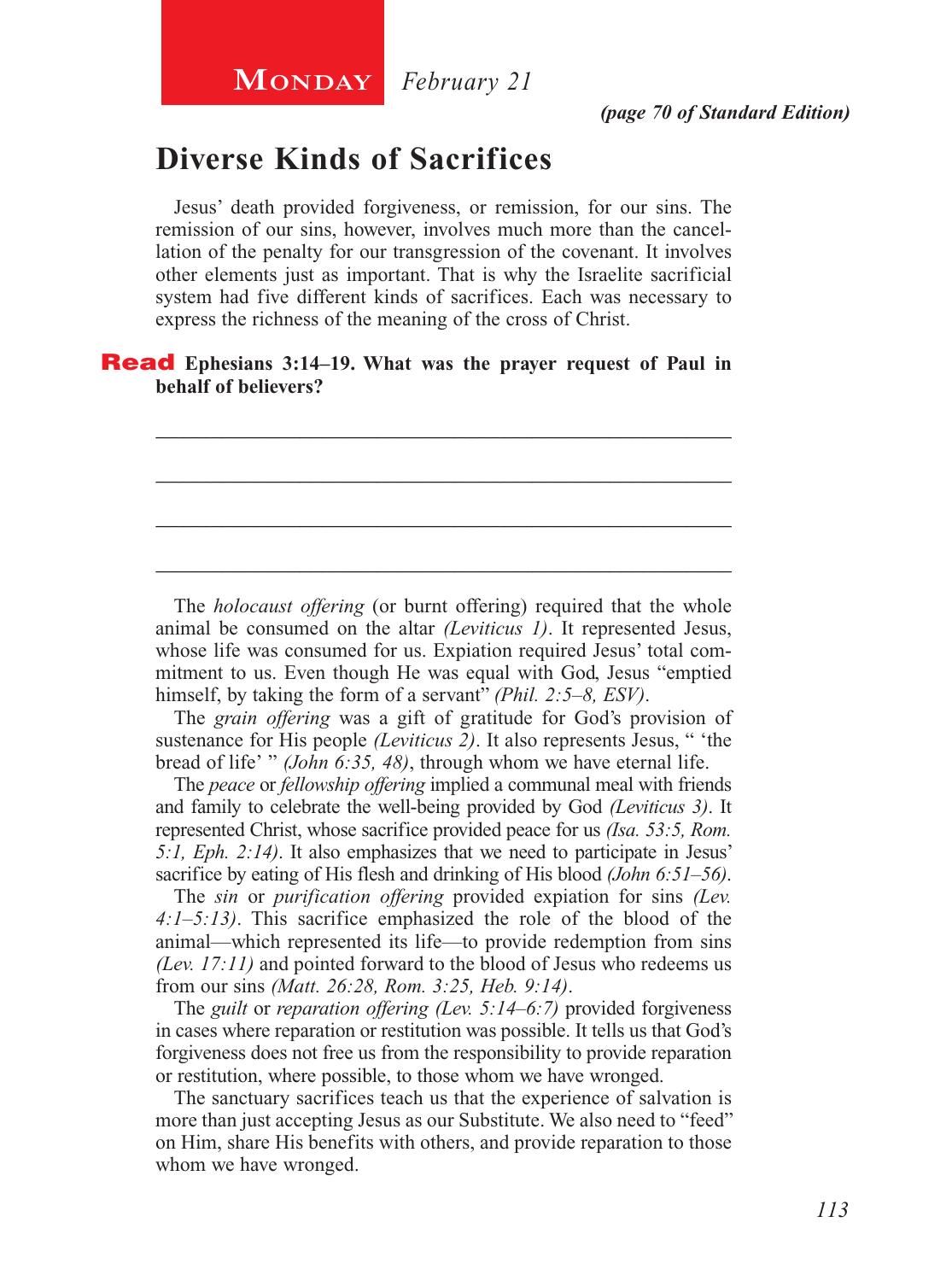**Monday** *February 21*

*(page 70 of Standard Edition)*

## Diverse Kinds of Sacrifices

Jesus' death provided forgiveness, or remission, for our sins. The remission of our sins, however, involves much more than the cancellation of the penalty for our transgression of the covenant. It involves other elements just as important. That is why the Israelite sacrificial system had five different kinds of sacrifices. Each was necessary to express the richness of the meaning of the cross of Christ.

**Read Ephesians 3:14–19. What was the prayer request of Paul in behalf of believers?**

_______________________________________________________________

_______________________________________________________________

_______________________________________________________________

_______________________________________________________________

The *holocaust offering* (or burnt offering) required that the whole animal be consumed on the altar *(Leviticus 1)*. It represented Jesus, whose life was consumed for us. Expiation required Jesus' total commitment to us. Even though He was equal with God, Jesus "emptied himself, by taking the form of a servant" *(Phil. 2:5–8, ESV)*.

The *grain offering* was a gift of gratitude for God's provision of sustenance for His people *(Leviticus 2)*. It also represents Jesus, " 'the bread of life' " *(John 6:35, 48)*, through whom we have eternal life.

The *peace* or *fellowship offering* implied a communal meal with friends and family to celebrate the well-being provided by God *(Leviticus 3)*. It represented Christ, whose sacrifice provided peace for us *(Isa. 53:5, Rom. 5:1, Eph. 2:14)*. It also emphasizes that we need to participate in Jesus' sacrifice by eating of His flesh and drinking of His blood *(John 6:51–56)*.

The *sin* or *purification offering* provided expiation for sins *(Lev. 4:1–5:13)*. This sacrifice emphasized the role of the blood of the animal—which represented its life—to provide redemption from sins *(Lev. 17:11)* and pointed forward to the blood of Jesus who redeems us from our sins *(Matt. 26:28, Rom. 3:25, Heb. 9:14)*.

The *guilt* or *reparation offering (Lev. 5:14–6:7)* provided forgiveness in cases where reparation or restitution was possible. It tells us that God's forgiveness does not free us from the responsibility to provide reparation or restitution, where possible, to those whom we have wronged.

The sanctuary sacrifices teach us that the experience of salvation is more than just accepting Jesus as our Substitute. We also need to "feed" on Him, share His benefits with others, and provide reparation to those whom we have wronged.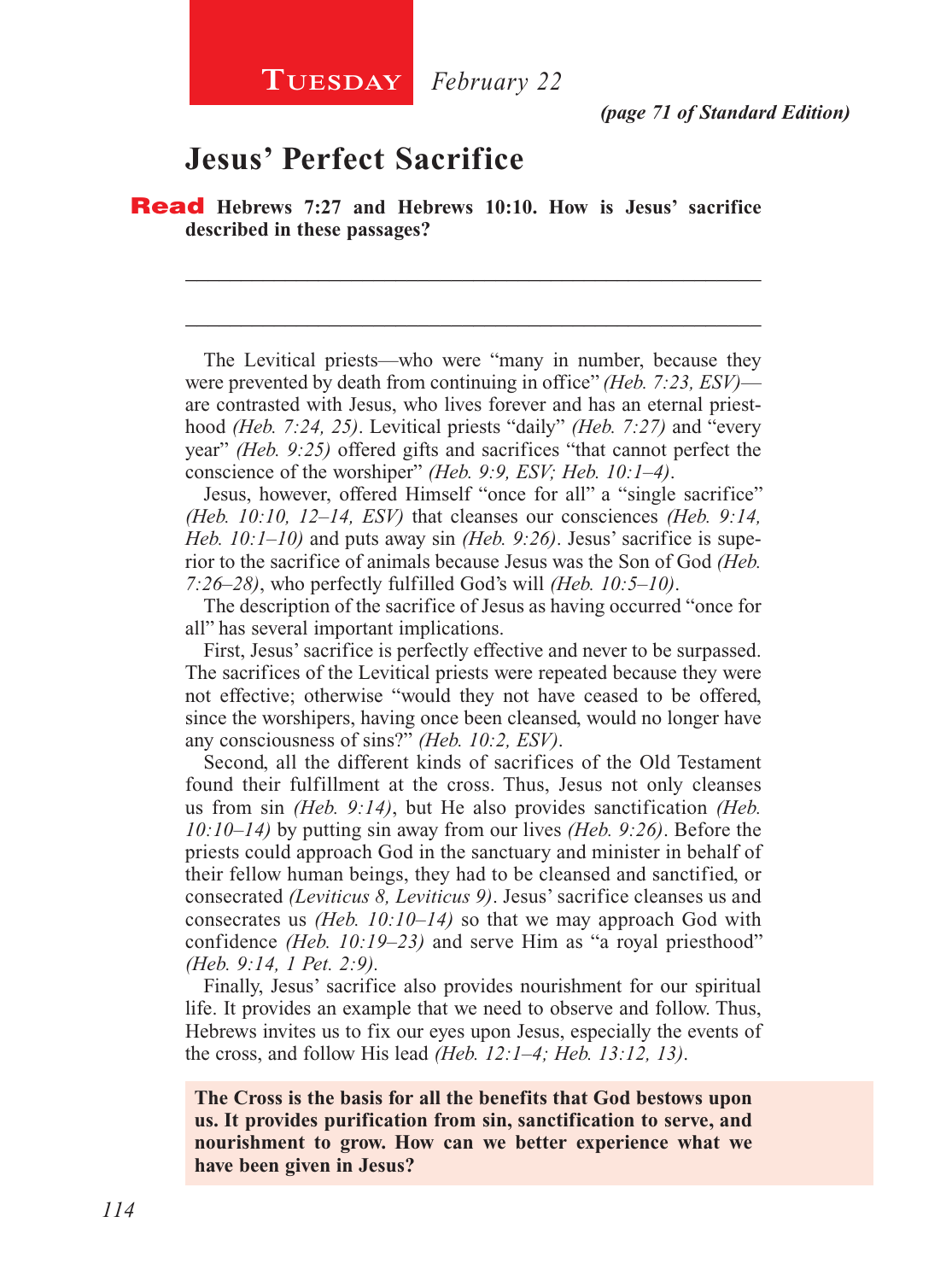**Tuesday** *February 22*

*(page 71 of Standard Edition)*

## Jesus' Perfect Sacrifice

**Read Hebrews 7:27 and Hebrews 10:10. How is Jesus' sacrifice described in these passages?**

_______________________________________________________________

_______________________________________________________________

The Levitical priests—who were "many in number, because they were prevented by death from continuing in office" *(Heb. 7:23, ESV)*—are contrasted with Jesus, who lives forever and has an eternal priesthood *(Heb. 7:24, 25)*. Levitical priests "daily" *(Heb. 7:27)* and "every year" *(Heb. 9:25)* offered gifts and sacrifices "that cannot perfect the conscience of the worshiper" *(Heb. 9:9, ESV; Heb. 10:1–4)*.

Jesus, however, offered Himself "once for all" a "single sacrifice" *(Heb. 10:10, 12–14, ESV)* that cleanses our consciences *(Heb. 9:14, Heb. 10:1–10)* and puts away sin *(Heb. 9:26)*. Jesus' sacrifice is superior to the sacrifice of animals because Jesus was the Son of God *(Heb. 7:26–28)*, who perfectly fulfilled God's will *(Heb. 10:5–10)*.

The description of the sacrifice of Jesus as having occurred "once for all" has several important implications.

First, Jesus' sacrifice is perfectly effective and never to be surpassed. The sacrifices of the Levitical priests were repeated because they were not effective; otherwise "would they not have ceased to be offered, since the worshipers, having once been cleansed, would no longer have any consciousness of sins?" *(Heb. 10:2, ESV)*.

Second, all the different kinds of sacrifices of the Old Testament found their fulfillment at the cross. Thus, Jesus not only cleanses us from sin *(Heb. 9:14)*, but He also provides sanctification *(Heb. 10:10–14)* by putting sin away from our lives *(Heb. 9:26)*. Before the priests could approach God in the sanctuary and minister in behalf of their fellow human beings, they had to be cleansed and sanctified, or consecrated *(Leviticus 8, Leviticus 9)*. Jesus' sacrifice cleanses us and consecrates us *(Heb. 10:10–14)* so that we may approach God with confidence *(Heb. 10:19–23)* and serve Him as "a royal priesthood" *(Heb. 9:14, 1 Pet. 2:9)*.

Finally, Jesus' sacrifice also provides nourishment for our spiritual life. It provides an example that we need to observe and follow. Thus, Hebrews invites us to fix our eyes upon Jesus, especially the events of the cross, and follow His lead *(Heb. 12:1–4; Heb. 13:12, 13)*.

**The Cross is the basis for all the benefits that God bestows upon us. It provides purification from sin, sanctification to serve, and nourishment to grow. How can we better experience what we have been given in Jesus?**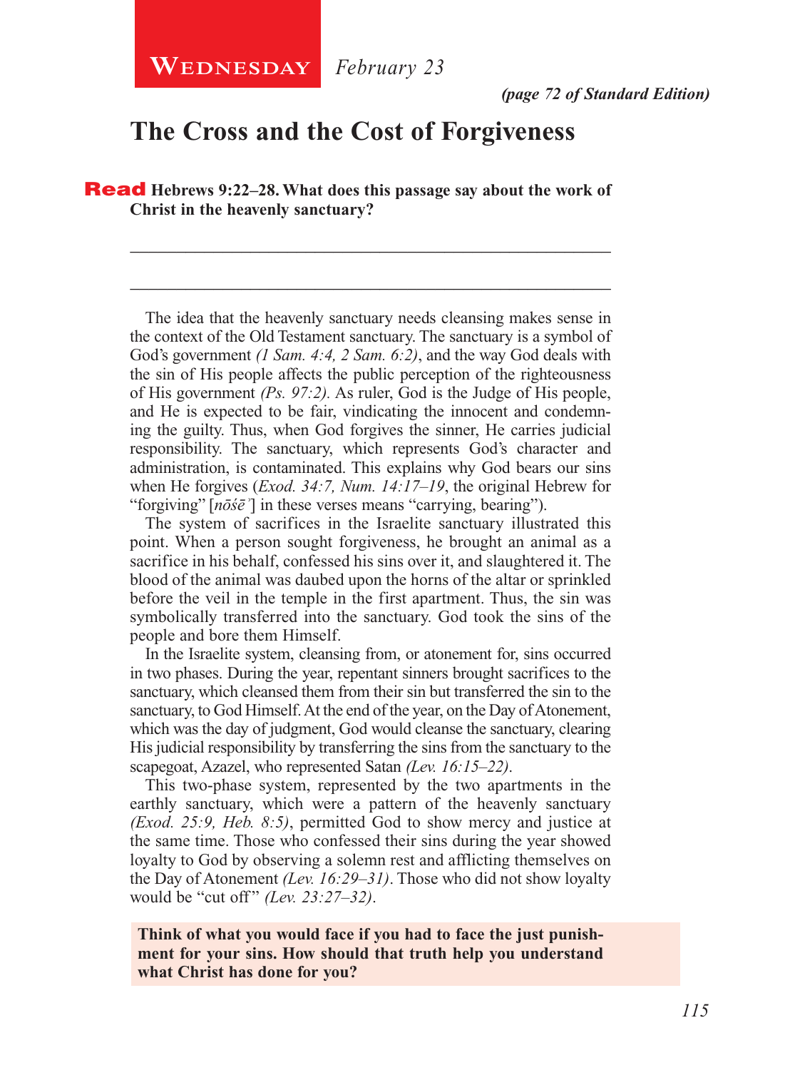**Wednesday** *February 23*

*(page 72 of Standard Edition)*

# The Cross and the Cost of Forgiveness

**Read Hebrews 9:22–28. What does this passage say about the work of Christ in the heavenly sanctuary?**

_______________________________________________________________

_______________________________________________________________

The idea that the heavenly sanctuary needs cleansing makes sense in the context of the Old Testament sanctuary. The sanctuary is a symbol of God's government *(1 Sam. 4:4, 2 Sam. 6:2)*, and the way God deals with the sin of His people affects the public perception of the righteousness of His government *(Ps. 97:2)*. As ruler, God is the Judge of His people, and He is expected to be fair, vindicating the innocent and condemning the guilty. Thus, when God forgives the sinner, He carries judicial responsibility. The sanctuary, which represents God's character and administration, is contaminated. This explains why God bears our sins when He forgives (*Exod. 34:7, Num. 14:17–19*, the original Hebrew for "forgiving" [*nōśēʾ*] in these verses means "carrying, bearing").

The system of sacrifices in the Israelite sanctuary illustrated this point. When a person sought forgiveness, he brought an animal as a sacrifice in his behalf, confessed his sins over it, and slaughtered it. The blood of the animal was daubed upon the horns of the altar or sprinkled before the veil in the temple in the first apartment. Thus, the sin was symbolically transferred into the sanctuary. God took the sins of the people and bore them Himself.

In the Israelite system, cleansing from, or atonement for, sins occurred in two phases. During the year, repentant sinners brought sacrifices to the sanctuary, which cleansed them from their sin but transferred the sin to the sanctuary, to God Himself. At the end of the year, on the Day of Atonement, which was the day of judgment, God would cleanse the sanctuary, clearing His judicial responsibility by transferring the sins from the sanctuary to the scapegoat, Azazel, who represented Satan *(Lev. 16:15–22)*.

This two-phase system, represented by the two apartments in the earthly sanctuary, which were a pattern of the heavenly sanctuary *(Exod. 25:9, Heb. 8:5)*, permitted God to show mercy and justice at the same time. Those who confessed their sins during the year showed loyalty to God by observing a solemn rest and afflicting themselves on the Day of Atonement *(Lev. 16:29–31)*. Those who did not show loyalty would be "cut off" *(Lev. 23:27–32)*.

**Think of what you would face if you had to face the just punishment for your sins. How should that truth help you understand what Christ has done for you?**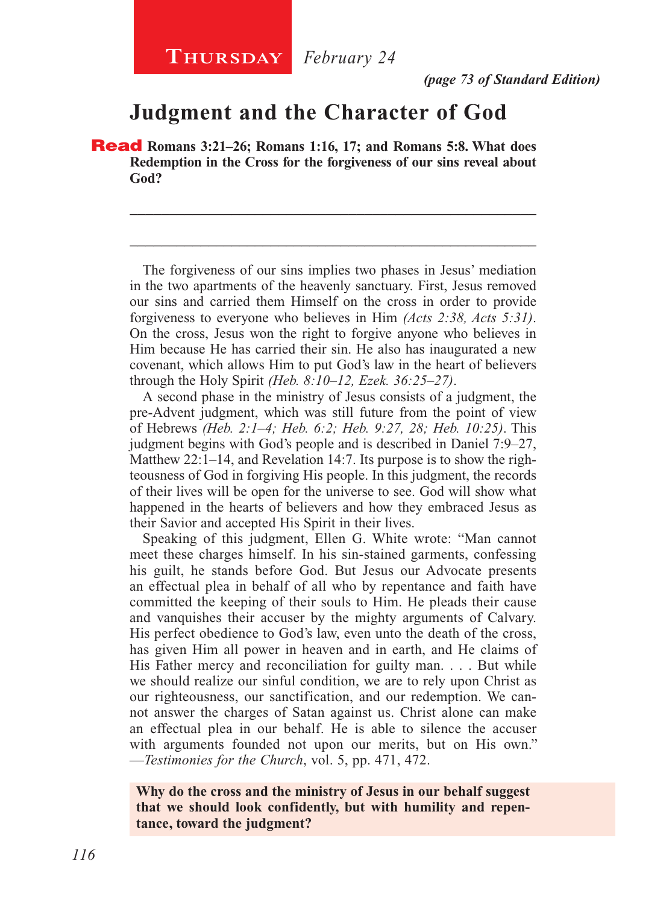**Thursday** *February 24*

***(page 73 of Standard Edition)***

# Judgment and the Character of God

**Read Romans 3:21–26; Romans 1:16, 17; and Romans 5:8. What does Redemption in the Cross for the forgiveness of our sins reveal about God?**

_____________________________________________________________

_____________________________________________________________

The forgiveness of our sins implies two phases in Jesus' mediation in the two apartments of the heavenly sanctuary. First, Jesus removed our sins and carried them Himself on the cross in order to provide forgiveness to everyone who believes in Him *(Acts 2:38, Acts 5:31)*. On the cross, Jesus won the right to forgive anyone who believes in Him because He has carried their sin. He also has inaugurated a new covenant, which allows Him to put God's law in the heart of believers through the Holy Spirit *(Heb. 8:10–12, Ezek. 36:25–27)*.

A second phase in the ministry of Jesus consists of a judgment, the pre-Advent judgment, which was still future from the point of view of Hebrews *(Heb. 2:1–4; Heb. 6:2; Heb. 9:27, 28; Heb. 10:25)*. This judgment begins with God's people and is described in Daniel 7:9–27, Matthew 22:1–14, and Revelation 14:7. Its purpose is to show the righteousness of God in forgiving His people. In this judgment, the records of their lives will be open for the universe to see. God will show what happened in the hearts of believers and how they embraced Jesus as their Savior and accepted His Spirit in their lives.

Speaking of this judgment, Ellen G. White wrote: "Man cannot meet these charges himself. In his sin-stained garments, confessing his guilt, he stands before God. But Jesus our Advocate presents an effectual plea in behalf of all who by repentance and faith have committed the keeping of their souls to Him. He pleads their cause and vanquishes their accuser by the mighty arguments of Calvary. His perfect obedience to God's law, even unto the death of the cross, has given Him all power in heaven and in earth, and He claims of His Father mercy and reconciliation for guilty man. . . . But while we should realize our sinful condition, we are to rely upon Christ as our righteousness, our sanctification, and our redemption. We cannot answer the charges of Satan against us. Christ alone can make an effectual plea in our behalf. He is able to silence the accuser with arguments founded not upon our merits, but on His own." —*Testimonies for the Church*, vol. 5, pp. 471, 472.

**Why do the cross and the ministry of Jesus in our behalf suggest that we should look confidently, but with humility and repentance, toward the judgment?**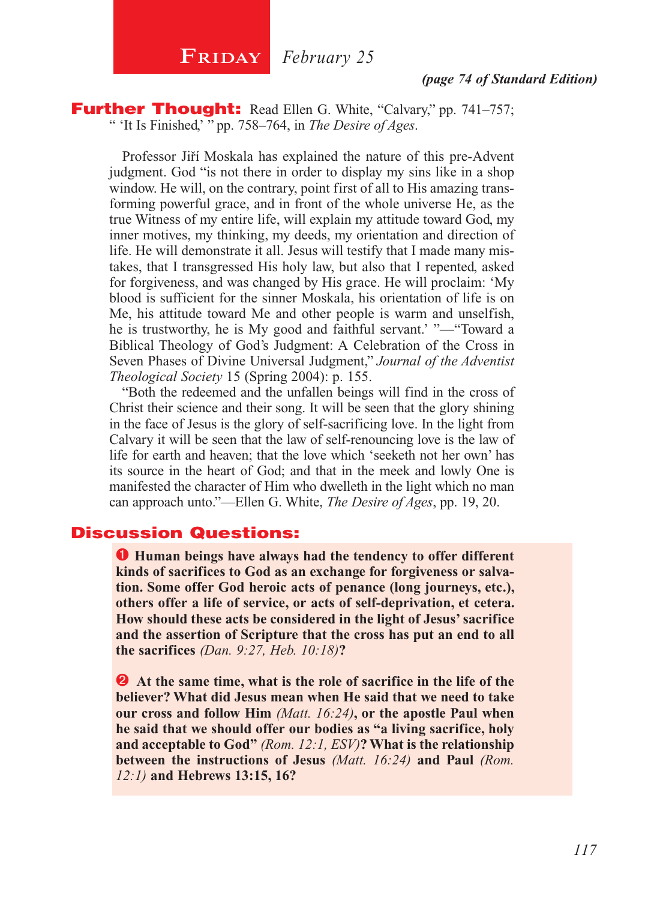## Friday *February 25*

***(page 74 of Standard Edition)***

**Further Thought:** Read Ellen G. White, "Calvary," pp. 741–757; " 'It Is Finished,' " pp. 758–764, in *The Desire of Ages*.

Professor Jiří Moskala has explained the nature of this pre-Advent judgment. God "is not there in order to display my sins like in a shop window. He will, on the contrary, point first of all to His amazing transforming powerful grace, and in front of the whole universe He, as the true Witness of my entire life, will explain my attitude toward God, my inner motives, my thinking, my deeds, my orientation and direction of life. He will demonstrate it all. Jesus will testify that I made many mistakes, that I transgressed His holy law, but also that I repented, asked for forgiveness, and was changed by His grace. He will proclaim: 'My blood is sufficient for the sinner Moskala, his orientation of life is on Me, his attitude toward Me and other people is warm and unselfish, he is trustworthy, he is My good and faithful servant.' "—"Toward a Biblical Theology of God's Judgment: A Celebration of the Cross in Seven Phases of Divine Universal Judgment," *Journal of the Adventist Theological Society* 15 (Spring 2004): p. 155.

"Both the redeemed and the unfallen beings will find in the cross of Christ their science and their song. It will be seen that the glory shining in the face of Jesus is the glory of self-sacrificing love. In the light from Calvary it will be seen that the law of self-renouncing love is the law of life for earth and heaven; that the love which 'seeketh not her own' has its source in the heart of God; and that in the meek and lowly One is manifested the character of Him who dwelleth in the light which no man can approach unto."—Ellen G. White, *The Desire of Ages*, pp. 19, 20.

## Discussion Questions:

❶ **Human beings have always had the tendency to offer different kinds of sacrifices to God as an exchange for forgiveness or salvation. Some offer God heroic acts of penance (long journeys, etc.), others offer a life of service, or acts of self-deprivation, et cetera. How should these acts be considered in the light of Jesus' sacrifice and the assertion of Scripture that the cross has put an end to all the sacrifices** *(Dan. 9:27, Heb. 10:18)***?**

❷ **At the same time, what is the role of sacrifice in the life of the believer? What did Jesus mean when He said that we need to take our cross and follow Him** *(Matt. 16:24)***, or the apostle Paul when he said that we should offer our bodies as "a living sacrifice, holy and acceptable to God"** *(Rom. 12:1, ESV)***? What is the relationship between the instructions of Jesus** *(Matt. 16:24)* **and Paul** *(Rom. 12:1)* **and Hebrews 13:15, 16?**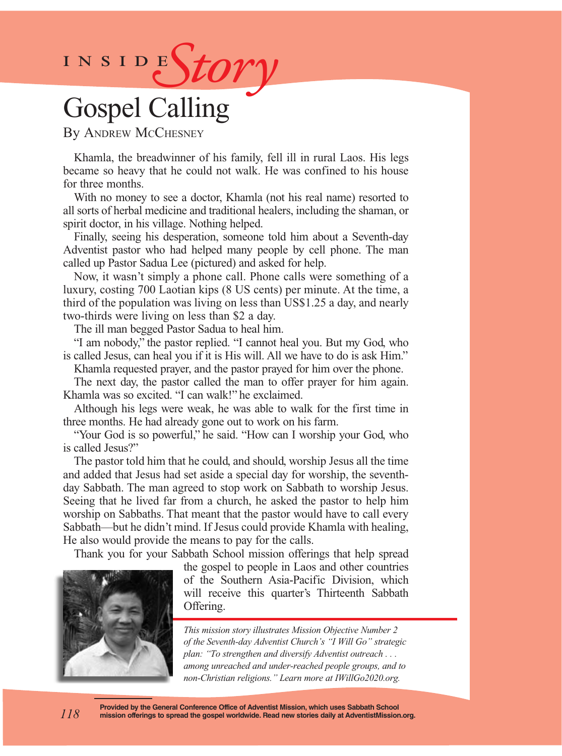INSIDE *Story*

# Gospel Calling

By Andrew McChesney

Khamla, the breadwinner of his family, fell ill in rural Laos. His legs became so heavy that he could not walk. He was confined to his house for three months.

With no money to see a doctor, Khamla (not his real name) resorted to all sorts of herbal medicine and traditional healers, including the shaman, or spirit doctor, in his village. Nothing helped.

Finally, seeing his desperation, someone told him about a Seventh-day Adventist pastor who had helped many people by cell phone. The man called up Pastor Sadua Lee (pictured) and asked for help.

Now, it wasn't simply a phone call. Phone calls were something of a luxury, costing 700 Laotian kips (8 US cents) per minute. At the time, a third of the population was living on less than US$1.25 a day, and nearly two-thirds were living on less than $2 a day.

The ill man begged Pastor Sadua to heal him.

"I am nobody," the pastor replied. "I cannot heal you. But my God, who is called Jesus, can heal you if it is His will. All we have to do is ask Him."

Khamla requested prayer, and the pastor prayed for him over the phone.

The next day, the pastor called the man to offer prayer for him again. Khamla was so excited. "I can walk!" he exclaimed.

Although his legs were weak, he was able to walk for the first time in three months. He had already gone out to work on his farm.

"Your God is so powerful," he said. "How can I worship your God, who is called Jesus?"

The pastor told him that he could, and should, worship Jesus all the time and added that Jesus had set aside a special day for worship, the seventh-day Sabbath. The man agreed to stop work on Sabbath to worship Jesus. Seeing that he lived far from a church, he asked the pastor to help him worship on Sabbaths. That meant that the pastor would have to call every Sabbath—but he didn't mind. If Jesus could provide Khamla with healing, He also would provide the means to pay for the calls.

Thank you for your Sabbath School mission offerings that help spread the gospel to people in Laos and other countries of the Southern Asia-Pacific Division, which will receive this quarter's Thirteenth Sabbath Offering.

*This mission story illustrates Mission Objective Number 2 of the Seventh-day Adventist Church's "I Will Go" strategic plan: "To strengthen and diversify Adventist outreach . . . among unreached and under-reached people groups, and to non-Christian religions." Learn more at IWillGo2020.org.*

**Provided by the General Conference Office of Adventist Mission, which uses Sabbath School mission offerings to spread the gospel worldwide. Read new stories daily at AdventistMission.org.**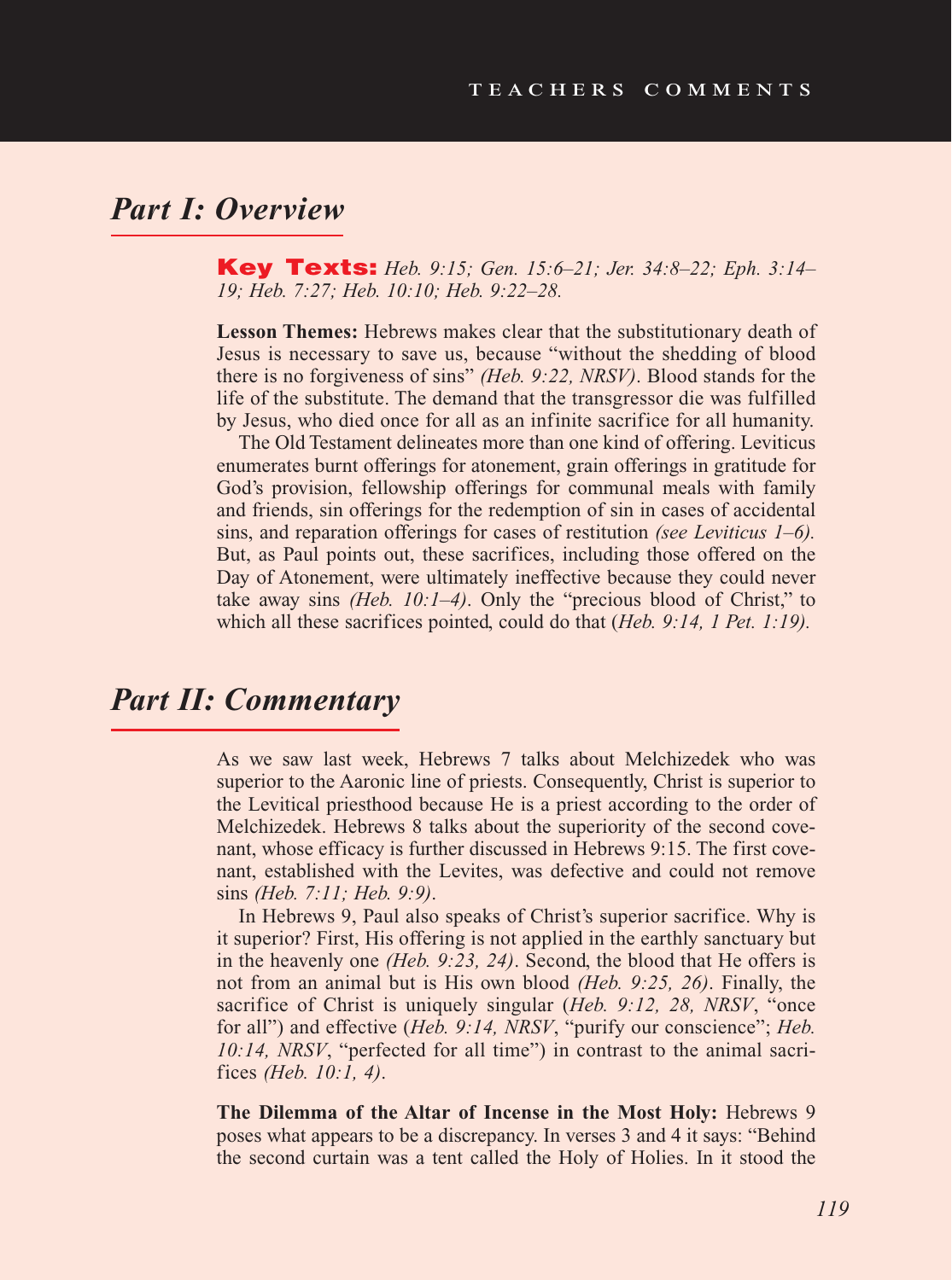## Part I: Overview

**Key Texts:** *Heb. 9:15; Gen. 15:6–21; Jer. 34:8–22; Eph. 3:14–19; Heb. 7:27; Heb. 10:10; Heb. 9:22–28.*

**Lesson Themes:** Hebrews makes clear that the substitutionary death of Jesus is necessary to save us, because "without the shedding of blood there is no forgiveness of sins" *(Heb. 9:22, NRSV)*. Blood stands for the life of the substitute. The demand that the transgressor die was fulfilled by Jesus, who died once for all as an infinite sacrifice for all humanity.

The Old Testament delineates more than one kind of offering. Leviticus enumerates burnt offerings for atonement, grain offerings in gratitude for God's provision, fellowship offerings for communal meals with family and friends, sin offerings for the redemption of sin in cases of accidental sins, and reparation offerings for cases of restitution *(see Leviticus 1–6)*. But, as Paul points out, these sacrifices, including those offered on the Day of Atonement, were ultimately ineffective because they could never take away sins *(Heb. 10:1–4)*. Only the "precious blood of Christ," to which all these sacrifices pointed, could do that (*Heb. 9:14, 1 Pet. 1:19).*

## Part II: Commentary

As we saw last week, Hebrews 7 talks about Melchizedek who was superior to the Aaronic line of priests. Consequently, Christ is superior to the Levitical priesthood because He is a priest according to the order of Melchizedek. Hebrews 8 talks about the superiority of the second covenant, whose efficacy is further discussed in Hebrews 9:15. The first covenant, established with the Levites, was defective and could not remove sins *(Heb. 7:11; Heb. 9:9)*.

In Hebrews 9, Paul also speaks of Christ's superior sacrifice. Why is it superior? First, His offering is not applied in the earthly sanctuary but in the heavenly one *(Heb. 9:23, 24)*. Second, the blood that He offers is not from an animal but is His own blood *(Heb. 9:25, 26)*. Finally, the sacrifice of Christ is uniquely singular (*Heb. 9:12, 28, NRSV*, "once for all") and effective (*Heb. 9:14, NRSV*, "purify our conscience"; *Heb. 10:14, NRSV*, "perfected for all time") in contrast to the animal sacrifices *(Heb. 10:1, 4)*.

**The Dilemma of the Altar of Incense in the Most Holy:** Hebrews 9 poses what appears to be a discrepancy. In verses 3 and 4 it says: "Behind the second curtain was a tent called the Holy of Holies. In it stood the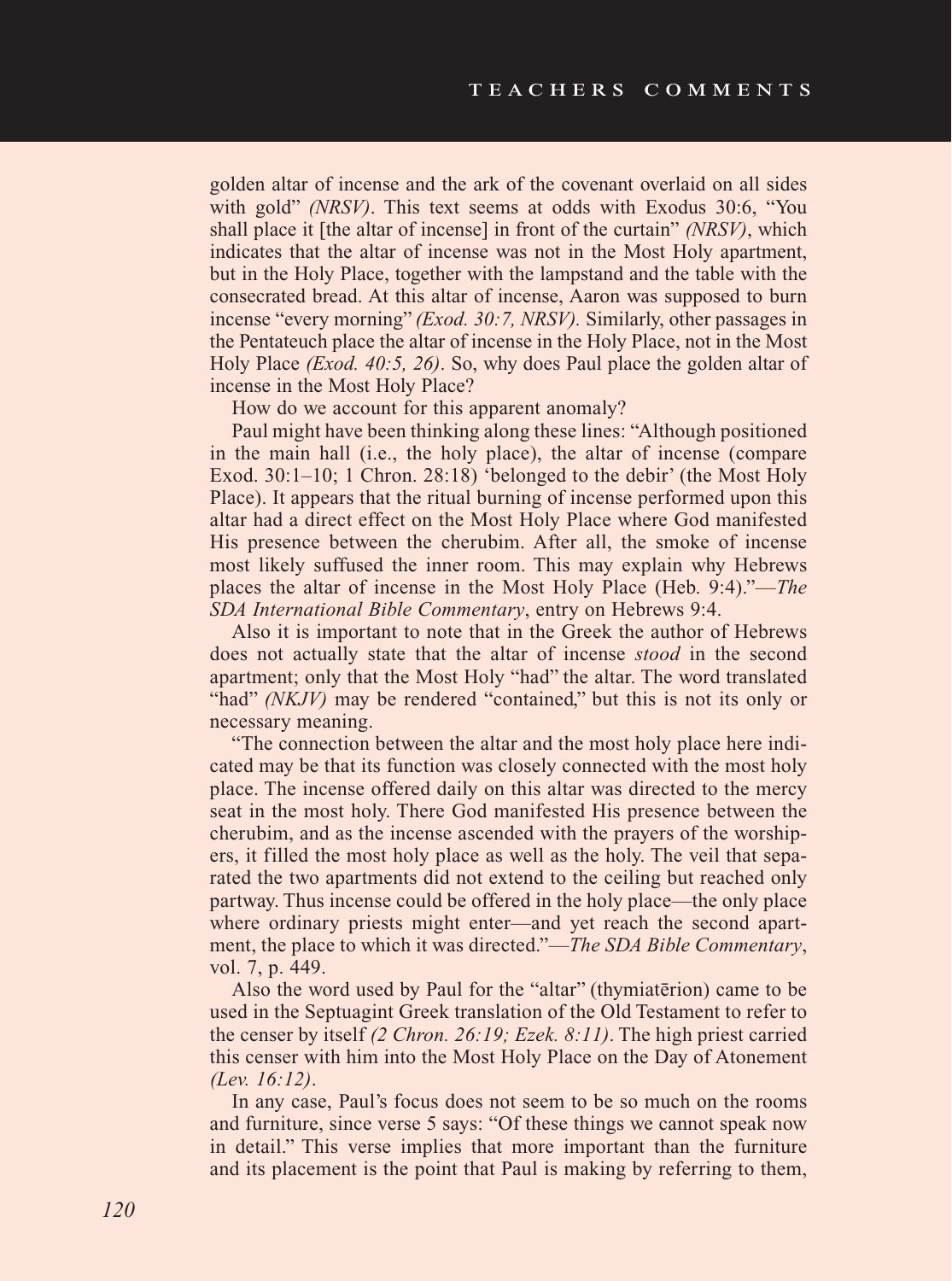golden altar of incense and the ark of the covenant overlaid on all sides with gold" *(NRSV)*. This text seems at odds with Exodus 30:6, "You shall place it [the altar of incense] in front of the curtain" *(NRSV)*, which indicates that the altar of incense was not in the Most Holy apartment, but in the Holy Place, together with the lampstand and the table with the consecrated bread. At this altar of incense, Aaron was supposed to burn incense "every morning" *(Exod. 30:7, NRSV).* Similarly, other passages in the Pentateuch place the altar of incense in the Holy Place, not in the Most Holy Place *(Exod. 40:5, 26)*. So, why does Paul place the golden altar of incense in the Most Holy Place?

How do we account for this apparent anomaly?

Paul might have been thinking along these lines: "Although positioned in the main hall (i.e., the holy place), the altar of incense (compare Exod. 30:1–10; 1 Chron. 28:18) 'belonged to the debir' (the Most Holy Place). It appears that the ritual burning of incense performed upon this altar had a direct effect on the Most Holy Place where God manifested His presence between the cherubim. After all, the smoke of incense most likely suffused the inner room. This may explain why Hebrews places the altar of incense in the Most Holy Place (Heb. 9:4)."—*The SDA International Bible Commentary*, entry on Hebrews 9:4.

Also it is important to note that in the Greek the author of Hebrews does not actually state that the altar of incense *stood* in the second apartment; only that the Most Holy "had" the altar. The word translated "had" *(NKJV)* may be rendered "contained," but this is not its only or necessary meaning.

"The connection between the altar and the most holy place here indicated may be that its function was closely connected with the most holy place. The incense offered daily on this altar was directed to the mercy seat in the most holy. There God manifested His presence between the cherubim, and as the incense ascended with the prayers of the worshipers, it filled the most holy place as well as the holy. The veil that separated the two apartments did not extend to the ceiling but reached only partway. Thus incense could be offered in the holy place—the only place where ordinary priests might enter—and yet reach the second apartment, the place to which it was directed."—*The SDA Bible Commentary*, vol. 7, p. 449.

Also the word used by Paul for the "altar" (thymiatērion) came to be used in the Septuagint Greek translation of the Old Testament to refer to the censer by itself *(2 Chron. 26:19; Ezek. 8:11)*. The high priest carried this censer with him into the Most Holy Place on the Day of Atonement *(Lev. 16:12)*.

In any case, Paul's focus does not seem to be so much on the rooms and furniture, since verse 5 says: "Of these things we cannot speak now in detail." This verse implies that more important than the furniture and its placement is the point that Paul is making by referring to them,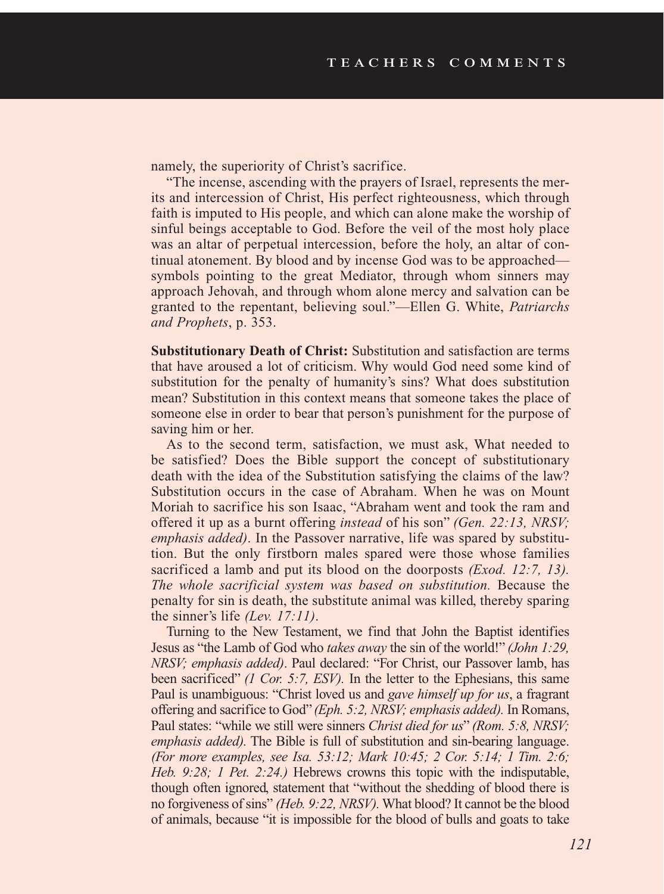namely, the superiority of Christ's sacrifice.

"The incense, ascending with the prayers of Israel, represents the merits and intercession of Christ, His perfect righteousness, which through faith is imputed to His people, and which can alone make the worship of sinful beings acceptable to God. Before the veil of the most holy place was an altar of perpetual intercession, before the holy, an altar of continual atonement. By blood and by incense God was to be approached—symbols pointing to the great Mediator, through whom sinners may approach Jehovah, and through whom alone mercy and salvation can be granted to the repentant, believing soul."—Ellen G. White, *Patriarchs and Prophets*, p. 353.

**Substitutionary Death of Christ:** Substitution and satisfaction are terms that have aroused a lot of criticism. Why would God need some kind of substitution for the penalty of humanity's sins? What does substitution mean? Substitution in this context means that someone takes the place of someone else in order to bear that person's punishment for the purpose of saving him or her.

As to the second term, satisfaction, we must ask, What needed to be satisfied? Does the Bible support the concept of substitutionary death with the idea of the Substitution satisfying the claims of the law? Substitution occurs in the case of Abraham. When he was on Mount Moriah to sacrifice his son Isaac, "Abraham went and took the ram and offered it up as a burnt offering *instead* of his son" *(Gen. 22:13, NRSV; emphasis added)*. In the Passover narrative, life was spared by substitution. But the only firstborn males spared were those whose families sacrificed a lamb and put its blood on the doorposts *(Exod. 12:7, 13). The whole sacrificial system was based on substitution.* Because the penalty for sin is death, the substitute animal was killed, thereby sparing the sinner's life *(Lev. 17:11)*.

Turning to the New Testament, we find that John the Baptist identifies Jesus as "the Lamb of God who *takes away* the sin of the world!" *(John 1:29, NRSV; emphasis added)*. Paul declared: "For Christ, our Passover lamb, has been sacrificed" *(1 Cor. 5:7, ESV).* In the letter to the Ephesians, this same Paul is unambiguous: "Christ loved us and *gave himself up for us*, a fragrant offering and sacrifice to God" *(Eph. 5:2, NRSV; emphasis added).* In Romans, Paul states: "while we still were sinners *Christ died for us*" *(Rom. 5:8, NRSV; emphasis added).* The Bible is full of substitution and sin-bearing language. *(For more examples, see Isa. 53:12; Mark 10:45; 2 Cor. 5:14; 1 Tim. 2:6; Heb. 9:28; 1 Pet. 2:24.)* Hebrews crowns this topic with the indisputable, though often ignored, statement that "without the shedding of blood there is no forgiveness of sins" *(Heb. 9:22, NRSV).* What blood? It cannot be the blood of animals, because "it is impossible for the blood of bulls and goats to take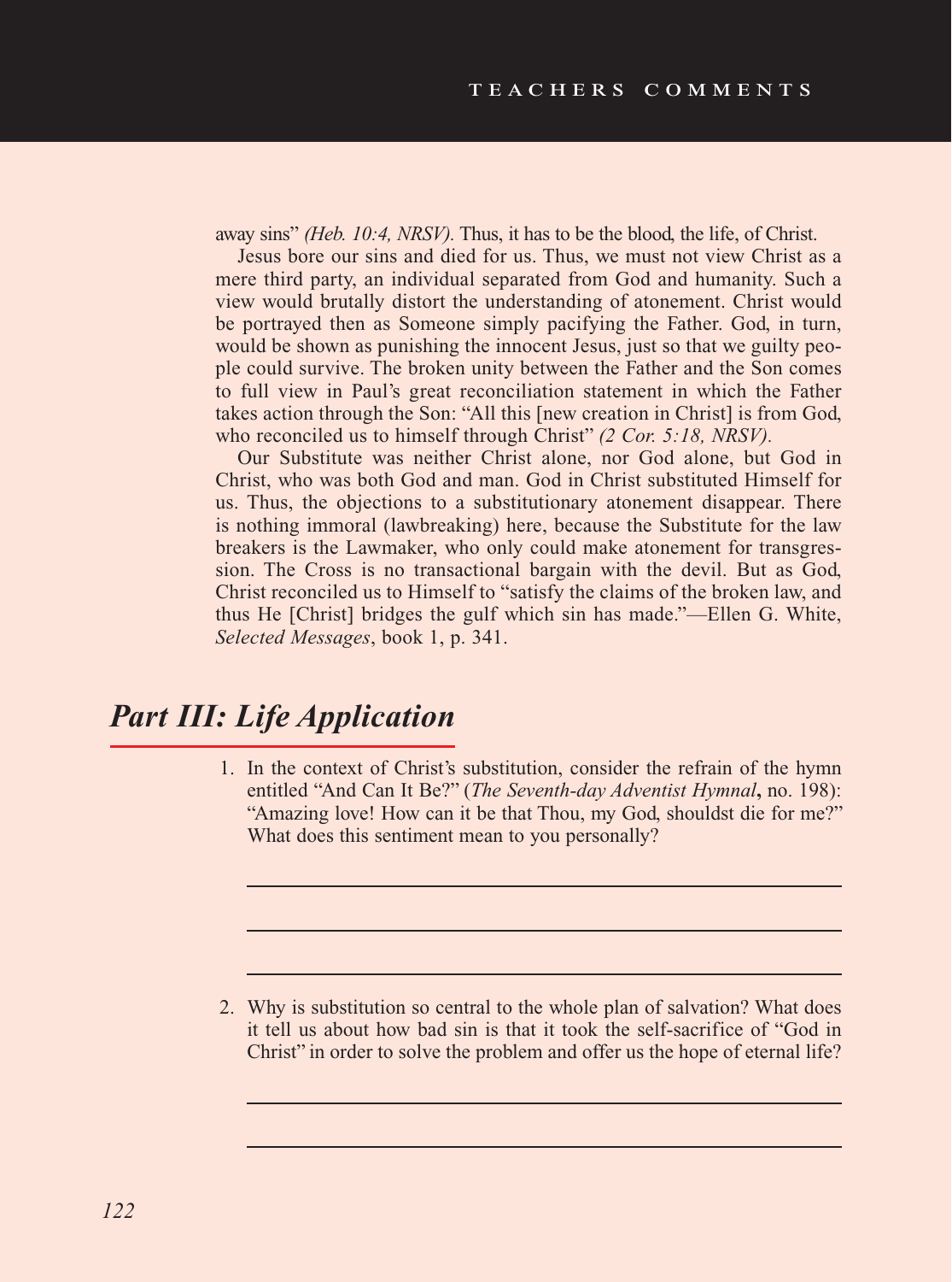away sins" *(Heb. 10:4, NRSV)*. Thus, it has to be the blood, the life, of Christ.

Jesus bore our sins and died for us. Thus, we must not view Christ as a mere third party, an individual separated from God and humanity. Such a view would brutally distort the understanding of atonement. Christ would be portrayed then as Someone simply pacifying the Father. God, in turn, would be shown as punishing the innocent Jesus, just so that we guilty people could survive. The broken unity between the Father and the Son comes to full view in Paul's great reconciliation statement in which the Father takes action through the Son: "All this [new creation in Christ] is from God, who reconciled us to himself through Christ" *(2 Cor. 5:18, NRSV)*.

Our Substitute was neither Christ alone, nor God alone, but God in Christ, who was both God and man. God in Christ substituted Himself for us. Thus, the objections to a substitutionary atonement disappear. There is nothing immoral (lawbreaking) here, because the Substitute for the law breakers is the Lawmaker, who only could make atonement for transgression. The Cross is no transactional bargain with the devil. But as God, Christ reconciled us to Himself to "satisfy the claims of the broken law, and thus He [Christ] bridges the gulf which sin has made."—Ellen G. White, *Selected Messages*, book 1, p. 341.

## *Part III: Life Application*

1. In the context of Christ's substitution, consider the refrain of the hymn entitled "And Can It Be?" (*The Seventh-day Adventist Hymnal*, no. 198): "Amazing love! How can it be that Thou, my God, shouldst die for me?" What does this sentiment mean to you personally?

2. Why is substitution so central to the whole plan of salvation? What does it tell us about how bad sin is that it took the self-sacrifice of "God in Christ" in order to solve the problem and offer us the hope of eternal life?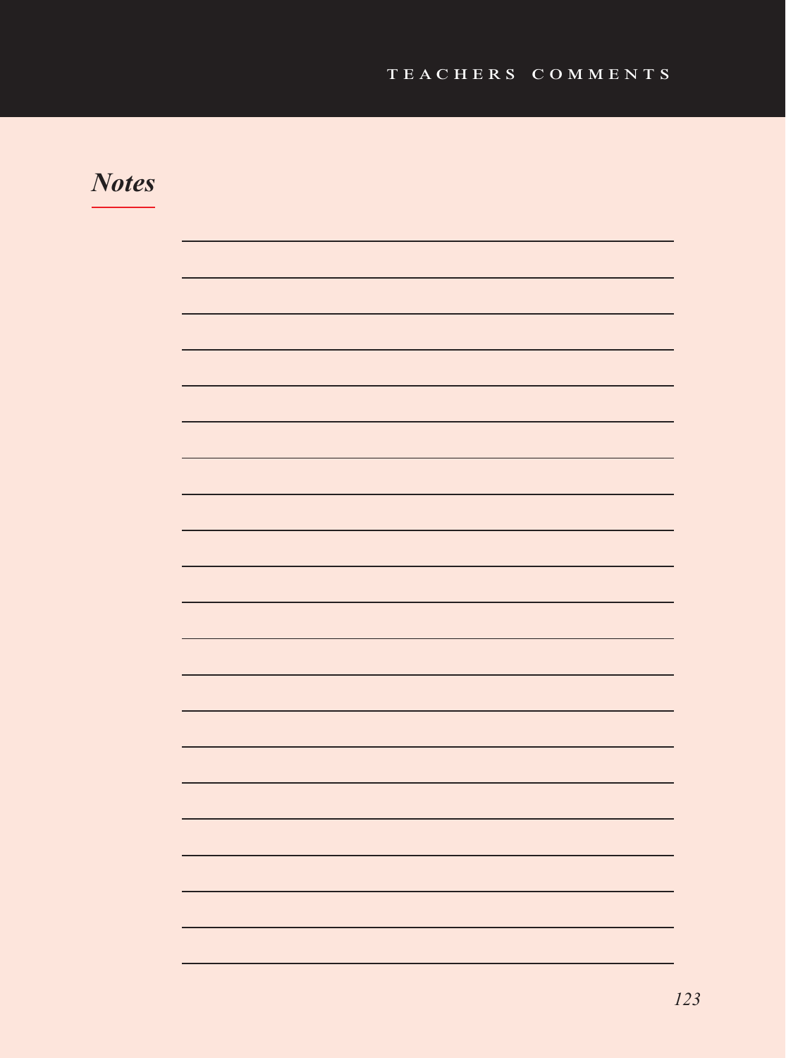## *Notes*